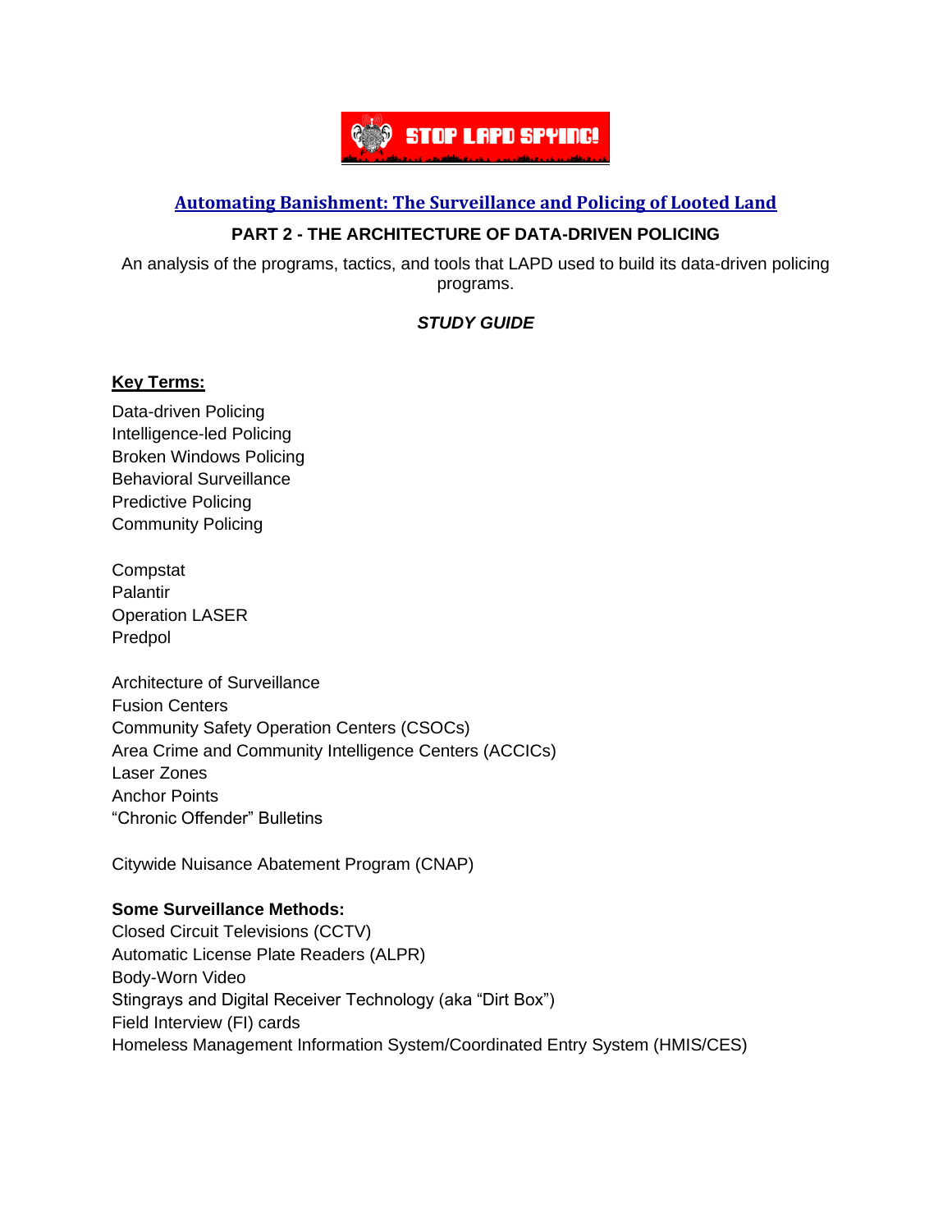STOP LAPD SPYING!

## Automating Banishment: The Surveillance and Policing of Looted Land

### PART 2 - THE ARCHITECTURE OF DATA-DRIVEN POLICING

An analysis of the programs, tactics, and tools that LAPD used to build its data-driven policing programs.

***STUDY GUIDE***

**Key Terms:**

Data-driven Policing
Intelligence-led Policing
Broken Windows Policing
Behavioral Surveillance
Predictive Policing
Community Policing

Compstat
Palantir
Operation LASER
Predpol

Architecture of Surveillance
Fusion Centers
Community Safety Operation Centers (CSOCs)
Area Crime and Community Intelligence Centers (ACCICs)
Laser Zones
Anchor Points
"Chronic Offender" Bulletins

Citywide Nuisance Abatement Program (CNAP)

**Some Surveillance Methods:**
Closed Circuit Televisions (CCTV)
Automatic License Plate Readers (ALPR)
Body-Worn Video
Stingrays and Digital Receiver Technology (aka "Dirt Box")
Field Interview (FI) cards
Homeless Management Information System/Coordinated Entry System (HMIS/CES)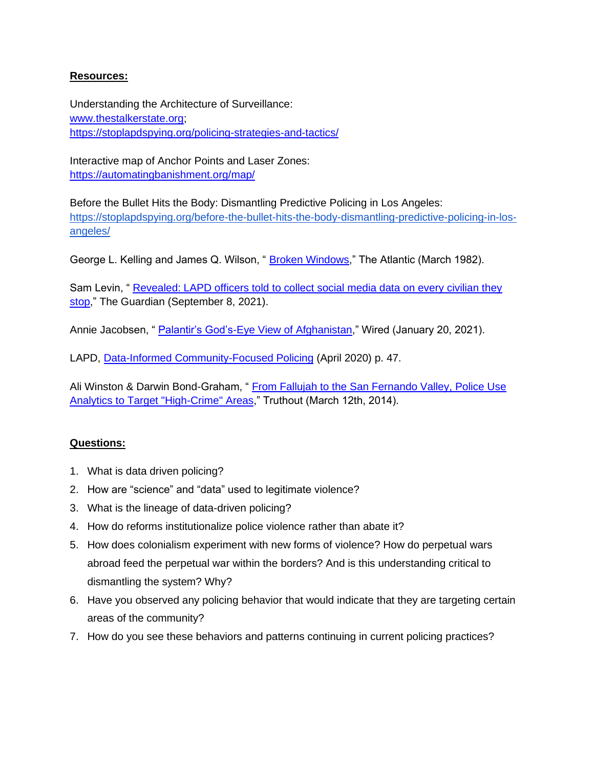**Resources:**

Understanding the Architecture of Surveillance:
[www.thestalkerstate.org](www.thestalkerstate.org);
[https://stoplapdspying.org/policing-strategies-and-tactics/](https://stoplapdspying.org/policing-strategies-and-tactics/)

Interactive map of Anchor Points and Laser Zones:
[https://automatingbanishment.org/map/](https://automatingbanishment.org/map/)

Before the Bullet Hits the Body: Dismantling Predictive Policing in Los Angeles:
[https://stoplapdspying.org/before-the-bullet-hits-the-body-dismantling-predictive-policing-in-los-angeles/](https://stoplapdspying.org/before-the-bullet-hits-the-body-dismantling-predictive-policing-in-los-angeles/)

George L. Kelling and James Q. Wilson, " Broken Windows," The Atlantic (March 1982).

Sam Levin, " Revealed: LAPD officers told to collect social media data on every civilian they stop," The Guardian (September 8, 2021).

Annie Jacobsen, " Palantir's God's-Eye View of Afghanistan," Wired (January 20, 2021).

LAPD, Data-Informed Community-Focused Policing (April 2020) p. 47.

Ali Winston & Darwin Bond-Graham, " From Fallujah to the San Fernando Valley, Police Use Analytics to Target "High-Crime" Areas," Truthout (March 12th, 2014).

**Questions:**

1. What is data driven policing?
2. How are "science" and "data" used to legitimate violence?
3. What is the lineage of data-driven policing?
4. How do reforms institutionalize police violence rather than abate it?
5. How does colonialism experiment with new forms of violence? How do perpetual wars abroad feed the perpetual war within the borders? And is this understanding critical to dismantling the system? Why?
6. Have you observed any policing behavior that would indicate that they are targeting certain areas of the community?
7. How do you see these behaviors and patterns continuing in current policing practices?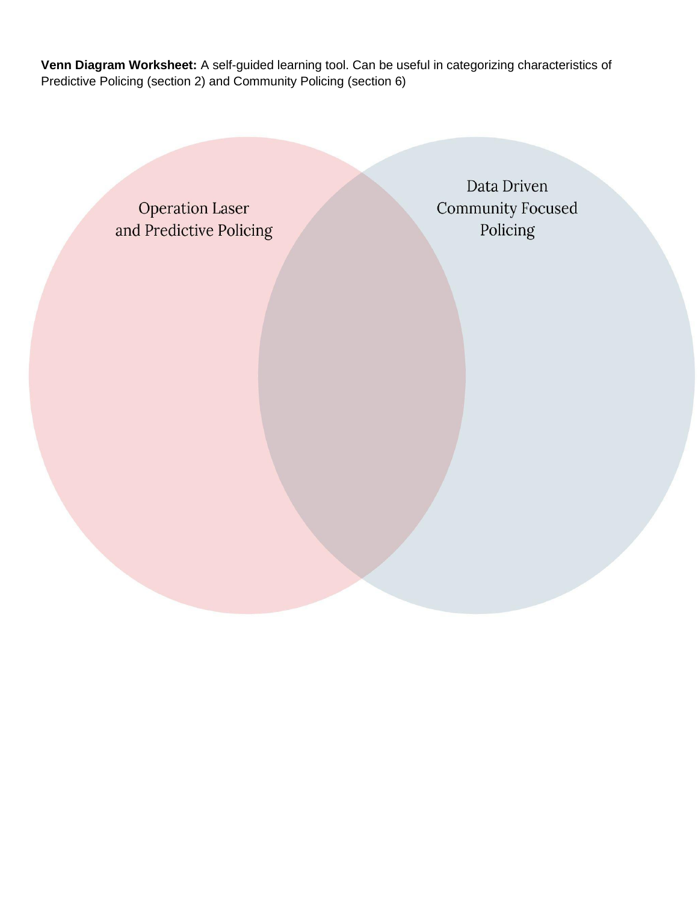**Venn Diagram Worksheet:** A self-guided learning tool. Can be useful in categorizing characteristics of Predictive Policing (section 2) and Community Policing (section 6)

Operation Laser
and Predictive Policing

Data Driven
Community Focused
Policing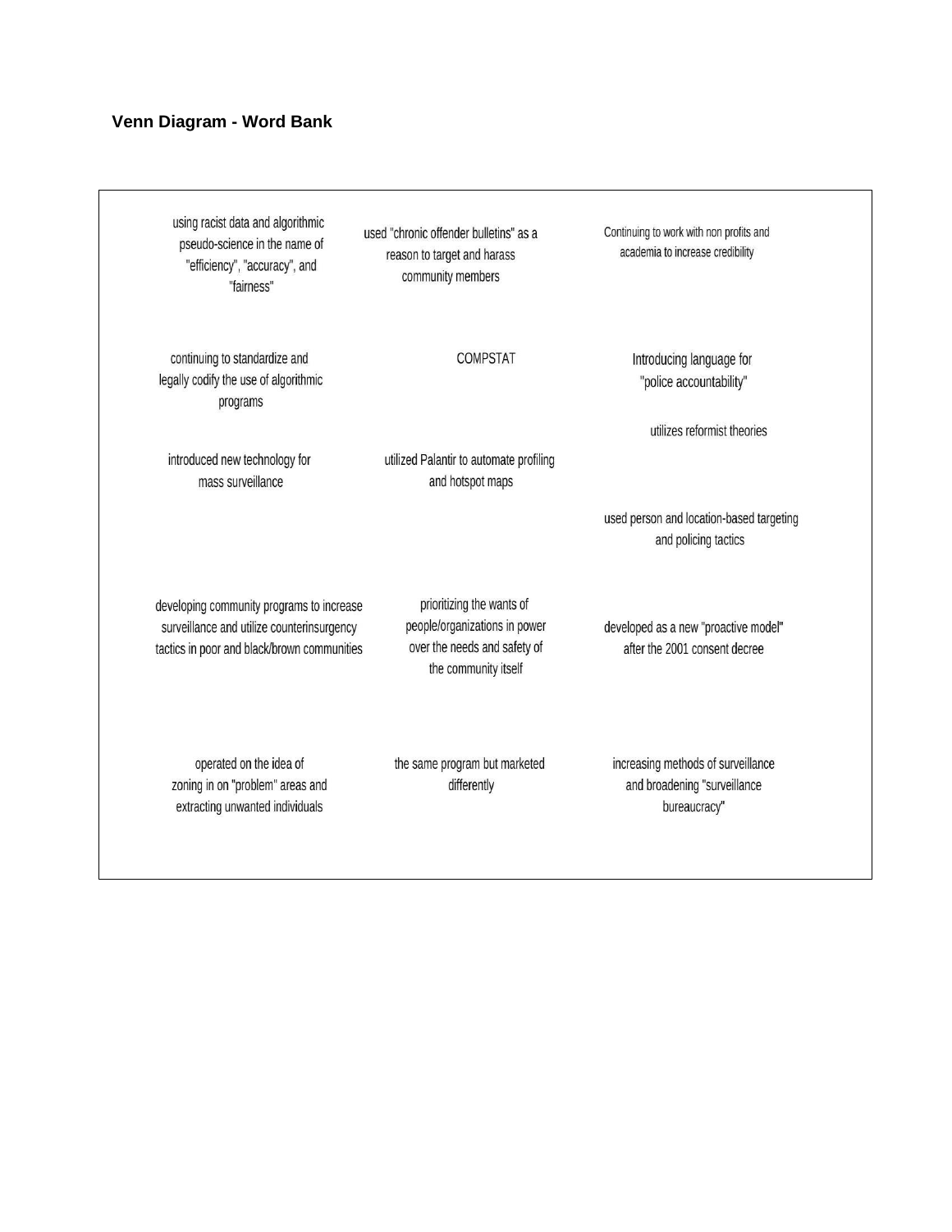**Venn Diagram - Word Bank**

- using racist data and algorithmic pseudo-science in the name of "efficiency", "accuracy", and "fairness"
- used "chronic offender bulletins" as a reason to target and harass community members
- Continuing to work with non profits and academia to increase credibility
- continuing to standardize and legally codify the use of algorithmic programs
- COMPSTAT
- Introducing language for "police accountability"
- utilizes reformist theories
- introduced new technology for mass surveillance
- utilized Palantir to automate profiling and hotspot maps
- used person and location-based targeting and policing tactics
- developing community programs to increase surveillance and utilize counterinsurgency tactics in poor and black/brown communities
- prioritizing the wants of people/organizations in power over the needs and safety of the community itself
- developed as a new "proactive model" after the 2001 consent decree
- operated on the idea of zoning in on "problem" areas and extracting unwanted individuals
- the same program but marketed differently
- increasing methods of surveillance and broadening "surveillance bureaucracy"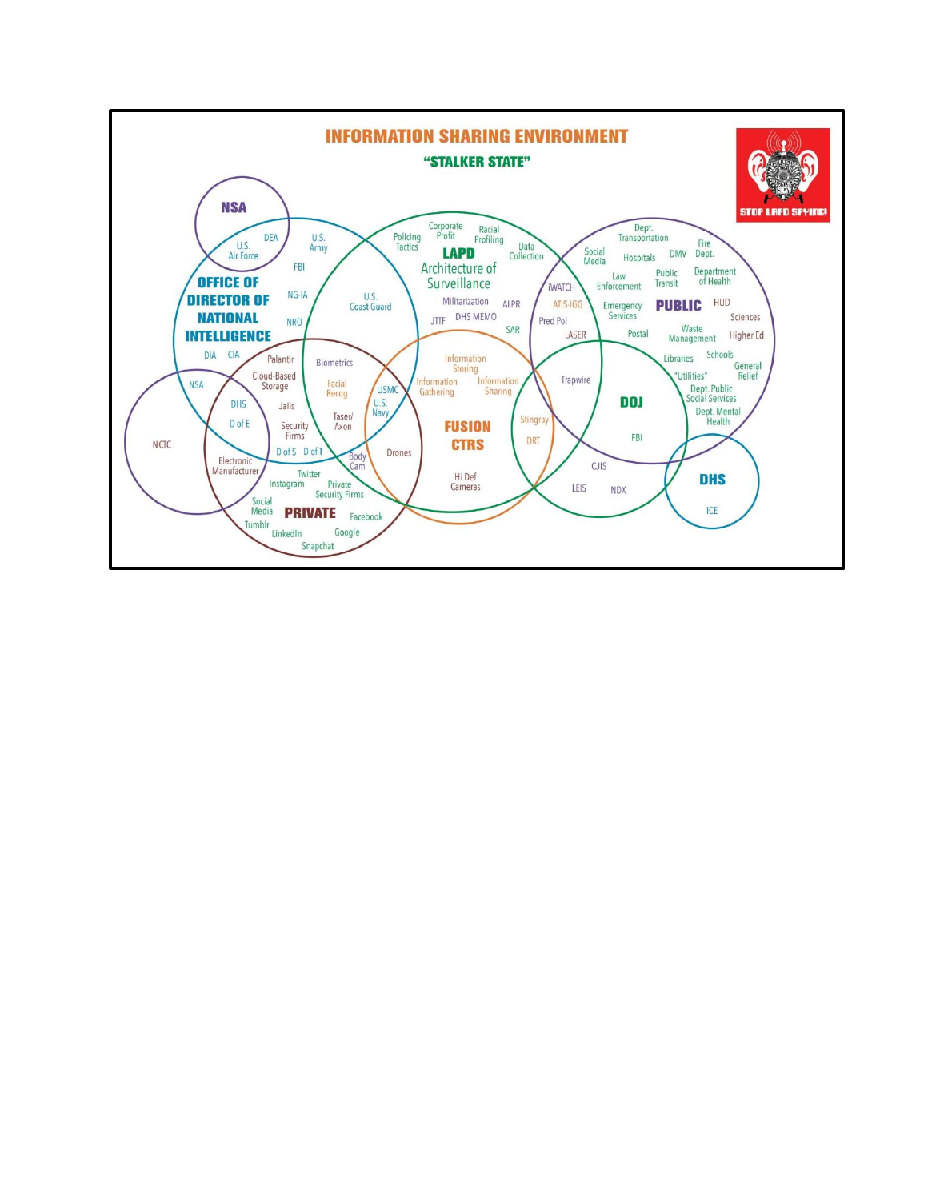# INFORMATION SHARING ENVIRONMENT

## "STALKER STATE"

STOP LAPD SPYING!

NSA

U.S. Air Force

DEA

U.S. Army

FBI

OFFICE OF DIRECTOR OF NATIONAL INTELLIGENCE

NG-IA

NRO

DIA

CIA

U.S. Coast Guard

Policing Tactics

Corporate Profit

Racial Profiling

Data Collection

LAPD Architecture of Surveillance

Militarization

ALPR

JTTF

DHS MEMO

SAR

iWATCH

ATIS-IGG

Pred Pol

LASER

Dept. Transportation

Fire Dept.

Social Media

Hospitals

DMV

Law Enforcement

Public Transit

Department of Health

Emergency Services

PUBLIC

HUD

Sciences

Postal

Waste Management

Higher Ed

Libraries

Schools

General Relief

"Utilities"

Dept. Public Social Services

Dept. Mental Health

NSA

NCTC

DHS

D of E

Palantir

Cloud-Based Storage

Jails

Security Firms

D of S

D of T

Biometrics

Facial Recog

Taser/ Axon

USMC

U.S. Navy

Body Cam

Drones

Electronic Manufacturer

Twitter

Instagram

Private Security Firms

Social Media

PRIVATE

Facebook

Tumblr

LinkedIn

Google

Snapchat

Information Storing

Information Gathering

Information Sharing

FUSION CTRS

Stingray

DRT

Hi Def Cameras

Trapwire

DOJ

FBI

CJIS

LEIS

NDX

DHS

ICE